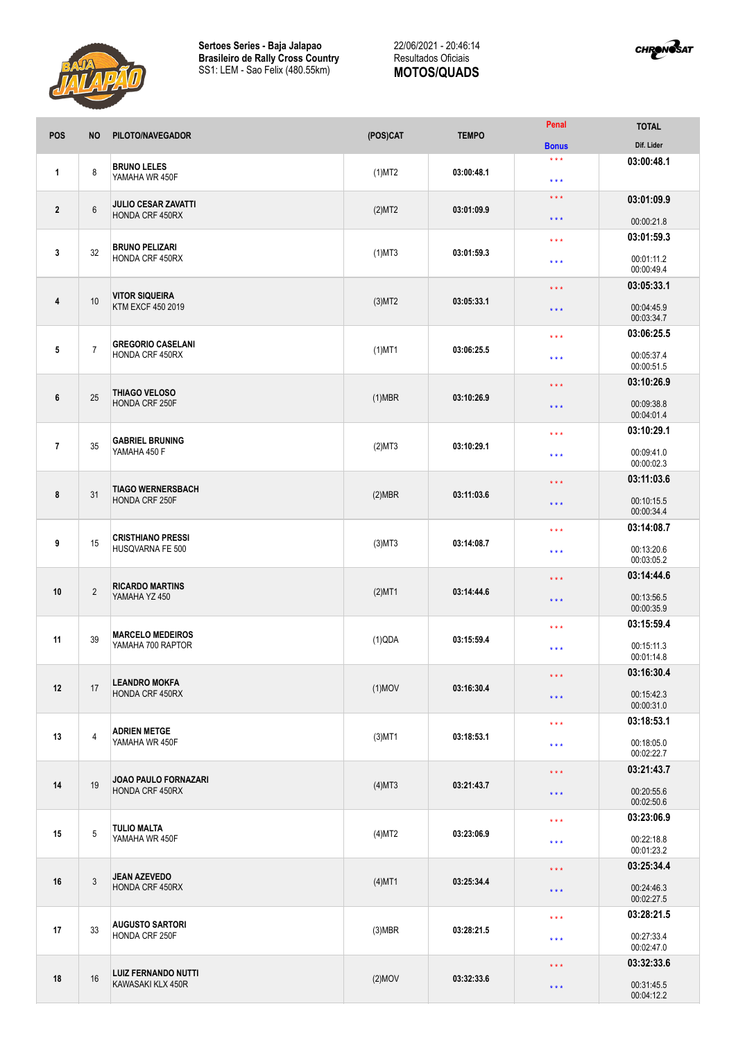**Sertoes Series - Baja Jalapao**
**Brasileiro de Rally Cross Country**
SS1: LEM - Sao Felix (480.55km)

22/06/2021 - 20:46:14
Resultados Oficiais
**MOTOS/QUADS**

| POS | NO | PILOTO/NAVEGADOR | (POS)CAT | TEMPO | Penal / Bonus | TOTAL / Dif. Lider |
|---|---|---|---|---|---|---|
| 1 | 8 | **BRUNO LELES** YAMAHA WR 450F | (1)MT2 | **03:00:48.1** | \*\*\* / \*\*\* | **03:00:48.1** |
| 2 | 6 | **JULIO CESAR ZAVATTI** HONDA CRF 450RX | (2)MT2 | **03:01:09.9** | \*\*\* / \*\*\* | **03:01:09.9** 00:00:21.8 |
| 3 | 32 | **BRUNO PELIZARI** HONDA CRF 450RX | (1)MT3 | **03:01:59.3** | \*\*\* / \*\*\* | **03:01:59.3** 00:01:11.2 00:00:49.4 |
| 4 | 10 | **VITOR SIQUEIRA** KTM EXCF 450 2019 | (3)MT2 | **03:05:33.1** | \*\*\* / \*\*\* | **03:05:33.1** 00:04:45.9 00:03:34.7 |
| 5 | 7 | **GREGORIO CASELANI** HONDA CRF 450RX | (1)MT1 | **03:06:25.5** | \*\*\* / \*\*\* | **03:06:25.5** 00:05:37.4 00:00:51.5 |
| 6 | 25 | **THIAGO VELOSO** HONDA CRF 250F | (1)MBR | **03:10:26.9** | \*\*\* / \*\*\* | **03:10:26.9** 00:09:38.8 00:04:01.4 |
| 7 | 35 | **GABRIEL BRUNING** YAMAHA 450 F | (2)MT3 | **03:10:29.1** | \*\*\* / \*\*\* | **03:10:29.1** 00:09:41.0 00:00:02.3 |
| 8 | 31 | **TIAGO WERNERSBACH** HONDA CRF 250F | (2)MBR | **03:11:03.6** | \*\*\* / \*\*\* | **03:11:03.6** 00:10:15.5 00:00:34.4 |
| 9 | 15 | **CRISTHIANO PRESSI** HUSQVARNA FE 500 | (3)MT3 | **03:14:08.7** | \*\*\* / \*\*\* | **03:14:08.7** 00:13:20.6 00:03:05.2 |
| 10 | 2 | **RICARDO MARTINS** YAMAHA YZ 450 | (2)MT1 | **03:14:44.6** | \*\*\* / \*\*\* | **03:14:44.6** 00:13:56.5 00:00:35.9 |
| 11 | 39 | **MARCELO MEDEIROS** YAMAHA 700 RAPTOR | (1)QDA | **03:15:59.4** | \*\*\* / \*\*\* | **03:15:59.4** 00:15:11.3 00:01:14.8 |
| 12 | 17 | **LEANDRO MOKFA** HONDA CRF 450RX | (1)MOV | **03:16:30.4** | \*\*\* / \*\*\* | **03:16:30.4** 00:15:42.3 00:00:31.0 |
| 13 | 4 | **ADRIEN METGE** YAMAHA WR 450F | (3)MT1 | **03:18:53.1** | \*\*\* / \*\*\* | **03:18:53.1** 00:18:05.0 00:02:22.7 |
| 14 | 19 | **JOAO PAULO FORNAZARI** HONDA CRF 450RX | (4)MT3 | **03:21:43.7** | \*\*\* / \*\*\* | **03:21:43.7** 00:20:55.6 00:02:50.6 |
| 15 | 5 | **TULIO MALTA** YAMAHA WR 450F | (4)MT2 | **03:23:06.9** | \*\*\* / \*\*\* | **03:23:06.9** 00:22:18.8 00:01:23.2 |
| 16 | 3 | **JEAN AZEVEDO** HONDA CRF 450RX | (4)MT1 | **03:25:34.4** | \*\*\* / \*\*\* | **03:25:34.4** 00:24:46.3 00:02:27.5 |
| 17 | 33 | **AUGUSTO SARTORI** HONDA CRF 250F | (3)MBR | **03:28:21.5** | \*\*\* / \*\*\* | **03:28:21.5** 00:27:33.4 00:02:47.0 |
| 18 | 16 | **LUIZ FERNANDO NUTTI** KAWASAKI KLX 450R | (2)MOV | **03:32:33.6** | \*\*\* / \*\*\* | **03:32:33.6** 00:31:45.5 00:04:12.2 |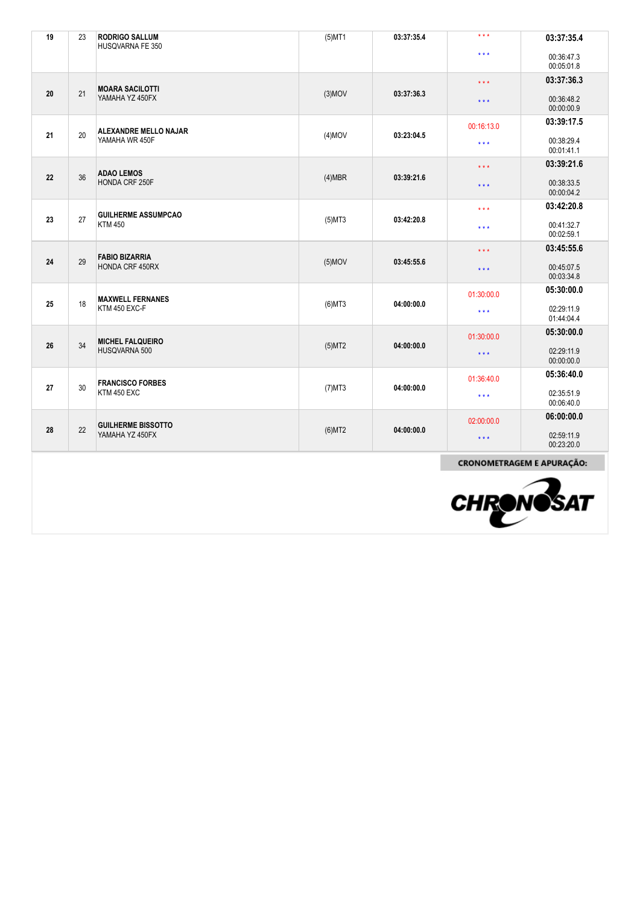| | | | | | | |
|---|---|---|---|---|---|---|
| 19 | 23 | **RODRIGO SALLUM**<br>HUSQVARNA FE 350 | (5)MT1 | 03:37:35.4 | * * *<br>* * * | **03:37:35.4**<br>00:36:47.3<br>00:05:01.8 |
| 20 | 21 | **MOARA SACILOTTI**<br>YAMAHA YZ 450FX | (3)MOV | 03:37:36.3 | * * *<br>* * * | **03:37:36.3**<br>00:36:48.2<br>00:00:00.9 |
| 21 | 20 | **ALEXANDRE MELLO NAJAR**<br>YAMAHA WR 450F | (4)MOV | 03:23:04.5 | 00:16:13.0<br>* * * | **03:39:17.5**<br>00:38:29.4<br>00:01:41.1 |
| 22 | 36 | **ADAO LEMOS**<br>HONDA CRF 250F | (4)MBR | 03:39:21.6 | * * *<br>* * * | **03:39:21.6**<br>00:38:33.5<br>00:00:04.2 |
| 23 | 27 | **GUILHERME ASSUMPCAO**<br>KTM 450 | (5)MT3 | 03:42:20.8 | * * *<br>* * * | **03:42:20.8**<br>00:41:32.7<br>00:02:59.1 |
| 24 | 29 | **FABIO BIZARRIA**<br>HONDA CRF 450RX | (5)MOV | 03:45:55.6 | * * *<br>* * * | **03:45:55.6**<br>00:45:07.5<br>00:03:34.8 |
| 25 | 18 | **MAXWELL FERNANES**<br>KTM 450 EXC-F | (6)MT3 | 04:00:00.0 | 01:30:00.0<br>* * * | **05:30:00.0**<br>02:29:11.9<br>01:44:04.4 |
| 26 | 34 | **MICHEL FALQUEIRO**<br>HUSQVARNA 500 | (5)MT2 | 04:00:00.0 | 01:30:00.0<br>* * * | **05:30:00.0**<br>02:29:11.9<br>00:00:00.0 |
| 27 | 30 | **FRANCISCO FORBES**<br>KTM 450 EXC | (7)MT3 | 04:00:00.0 | 01:36:40.0<br>* * * | **05:36:40.0**<br>02:35:51.9<br>00:06:40.0 |
| 28 | 22 | **GUILHERME BISSOTTO**<br>YAMAHA YZ 450FX | (6)MT2 | 04:00:00.0 | 02:00:00.0<br>* * * | **06:00:00.0**<br>02:59:11.9<br>00:23:20.0 |

**CRONOMETRAGEM E APURAÇÃO:**

CHRONOSAT